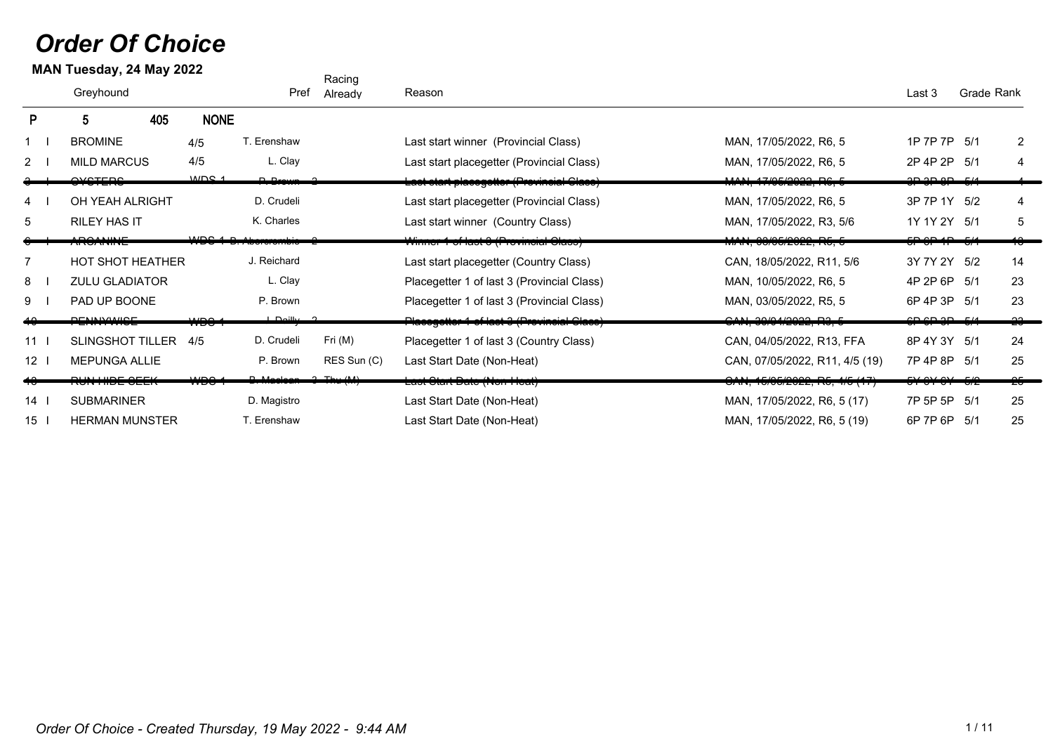# *Order Of Choice*

**MAN Tuesday, 24 May 2022**

| | | Greyhound | | Pref | Racing Already | Reason | | Last 3 | Grade | Rank |
|---|---|---|---|---|---|---|---|---|---|---|
| **P** | | **5** | **405** | **NONE** | | | | | | |
| 1 | I | BROMINE | 4/5 | T. Erenshaw | | Last start winner (Provincial Class) | MAN, 17/05/2022, R6, 5 | 1P 7P 7P | 5/1 | 2 |
| 2 | I | MILD MARCUS | 4/5 | L. Clay | | Last start placegetter (Provincial Class) | MAN, 17/05/2022, R6, 5 | 2P 4P 2P | 5/1 | 4 |
| ~~3~~ | ~~I~~ | ~~OYSTERS~~ | ~~WDS 1~~ | ~~P. Brown~~ | ~~2~~ | ~~Last start placegetter (Provincial Class)~~ | ~~MAN, 17/05/2022, R6, 5~~ | ~~3P 3P 8P~~ | ~~5/1~~ | ~~4~~ |
| 4 | I | OH YEAH ALRIGHT | | D. Crudeli | | Last start placegetter (Provincial Class) | MAN, 17/05/2022, R6, 5 | 3P 7P 1Y | 5/2 | 4 |
| 5 | | RILEY HAS IT | | K. Charles | | Last start winner (Country Class) | MAN, 17/05/2022, R3, 5/6 | 1Y 1Y 2Y | 5/1 | 5 |
| ~~6~~ | ~~I~~ | ~~ARCANINE~~ | ~~WDS 1~~ | ~~B. Abercrombie~~ | ~~2~~ | ~~Winner 1 of last 3 (Provincial Class)~~ | ~~MAN, 03/05/2022, R5, 5~~ | ~~5P 6P 1P~~ | ~~5/1~~ | ~~13~~ |
| 7 | | HOT SHOT HEATHER | | J. Reichard | | Last start placegetter (Country Class) | CAN, 18/05/2022, R11, 5/6 | 3Y 7Y 2Y | 5/2 | 14 |
| 8 | I | ZULU GLADIATOR | | L. Clay | | Placegetter 1 of last 3 (Provincial Class) | MAN, 10/05/2022, R6, 5 | 4P 2P 6P | 5/1 | 23 |
| 9 | I | PAD UP BOONE | | P. Brown | | Placegetter 1 of last 3 (Provincial Class) | MAN, 03/05/2022, R5, 5 | 6P 4P 3P | 5/1 | 23 |
| ~~10~~ | | ~~PENNYWISE~~ | ~~WDS 1~~ | ~~J. Reilly~~ | ~~2~~ | ~~Placegetter 1 of last 3 (Provincial Class)~~ | ~~CAN, 30/04/2022, R3, 5~~ | ~~6P 6P 3P~~ | ~~5/1~~ | ~~23~~ |
| 11 | I | SLINGSHOT TILLER | 4/5 | D. Crudeli | Fri (M) | Placegetter 1 of last 3 (Country Class) | CAN, 04/05/2022, R13, FFA | 8P 4Y 3Y | 5/1 | 24 |
| 12 | I | MEPUNGA ALLIE | | P. Brown | RES Sun (C) | Last Start Date (Non-Heat) | CAN, 07/05/2022, R11, 4/5 (19) | 7P 4P 8P | 5/1 | 25 |
| ~~13~~ | | ~~RUN HIDE SEEK~~ | ~~WDS 1~~ | ~~B. Maclean~~ | ~~2 Thu (M)~~ | ~~Last Start Date (Non-Heat)~~ | ~~CAN, 15/05/2022, R5, 4/5 (17)~~ | ~~5Y 6Y 6Y~~ | ~~5/2~~ | ~~25~~ |
| 14 | I | SUBMARINER | | D. Magistro | | Last Start Date (Non-Heat) | MAN, 17/05/2022, R6, 5 (17) | 7P 5P 5P | 5/1 | 25 |
| 15 | I | HERMAN MUNSTER | | T. Erenshaw | | Last Start Date (Non-Heat) | MAN, 17/05/2022, R6, 5 (19) | 6P 7P 6P | 5/1 | 25 |

*Order Of Choice - Created Thursday, 19 May 2022 - 9:44 AM*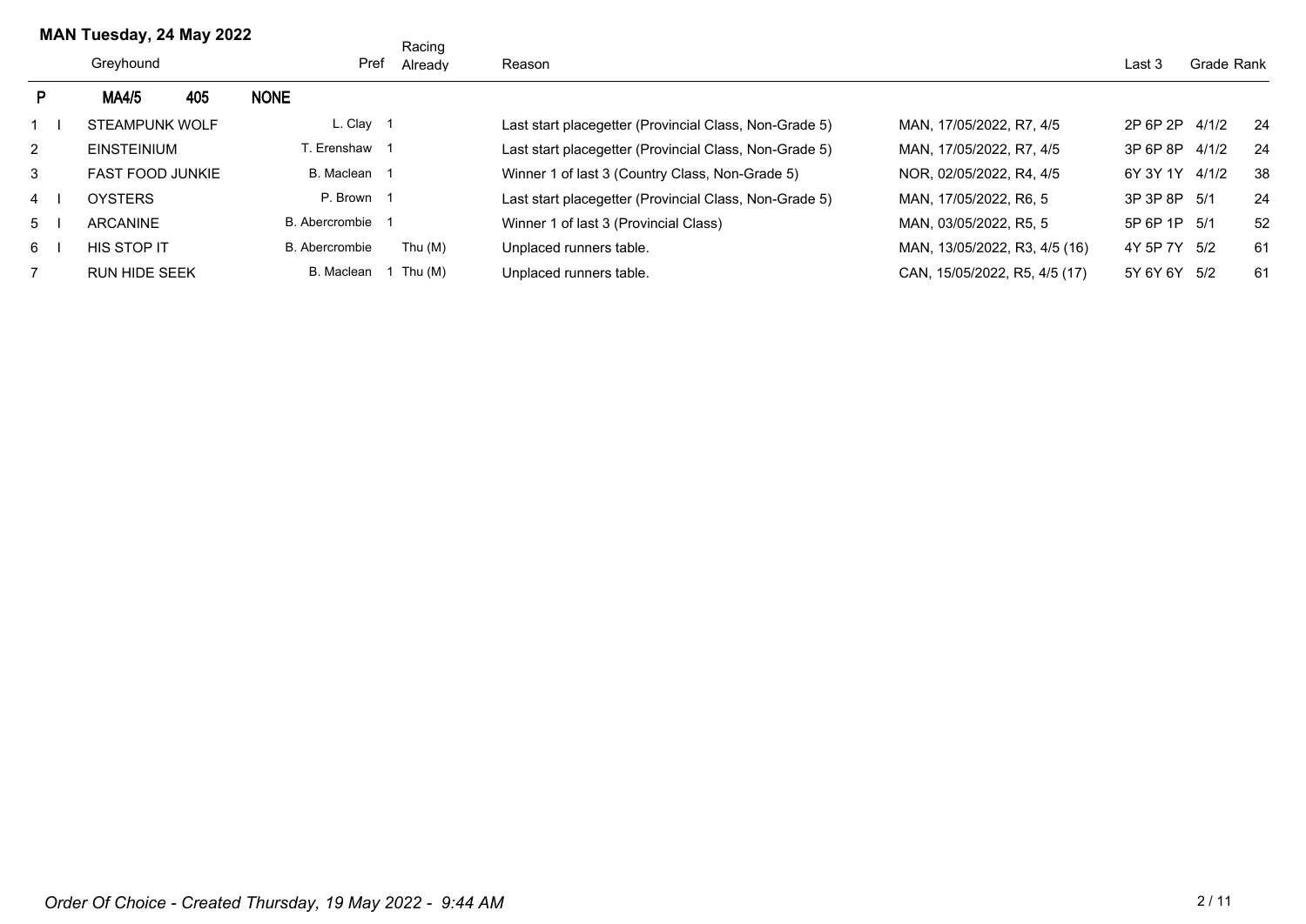# MAN Tuesday, 24 May 2022

| P | | Greyhound | Pref | Racing Already | Reason | | Last 3 | Grade | Rank |
|---|---|---|---|---|---|---|---|---|---|
| | | **MA4/5** **405** | **NONE** | | | | | | |
| 1 | I | STEAMPUNK WOLF | L. Clay 1 | | Last start placegetter (Provincial Class, Non-Grade 5) | MAN, 17/05/2022, R7, 4/5 | 2P 6P 2P | 4/1/2 | 24 |
| 2 | | EINSTEINIUM | T. Erenshaw 1 | | Last start placegetter (Provincial Class, Non-Grade 5) | MAN, 17/05/2022, R7, 4/5 | 3P 6P 8P | 4/1/2 | 24 |
| 3 | | FAST FOOD JUNKIE | B. Maclean 1 | | Winner 1 of last 3 (Country Class, Non-Grade 5) | NOR, 02/05/2022, R4, 4/5 | 6Y 3Y 1Y | 4/1/2 | 38 |
| 4 | I | OYSTERS | P. Brown 1 | | Last start placegetter (Provincial Class, Non-Grade 5) | MAN, 17/05/2022, R6, 5 | 3P 3P 8P | 5/1 | 24 |
| 5 | I | ARCANINE | B. Abercrombie 1 | | Winner 1 of last 3 (Provincial Class) | MAN, 03/05/2022, R5, 5 | 5P 6P 1P | 5/1 | 52 |
| 6 | I | HIS STOP IT | B. Abercrombie | Thu (M) | Unplaced runners table. | MAN, 13/05/2022, R3, 4/5 (16) | 4Y 5P 7Y | 5/2 | 61 |
| 7 | | RUN HIDE SEEK | B. Maclean 1 | Thu (M) | Unplaced runners table. | CAN, 15/05/2022, R5, 4/5 (17) | 5Y 6Y 6Y | 5/2 | 61 |

*Order Of Choice - Created Thursday, 19 May 2022 - 9:44 AM*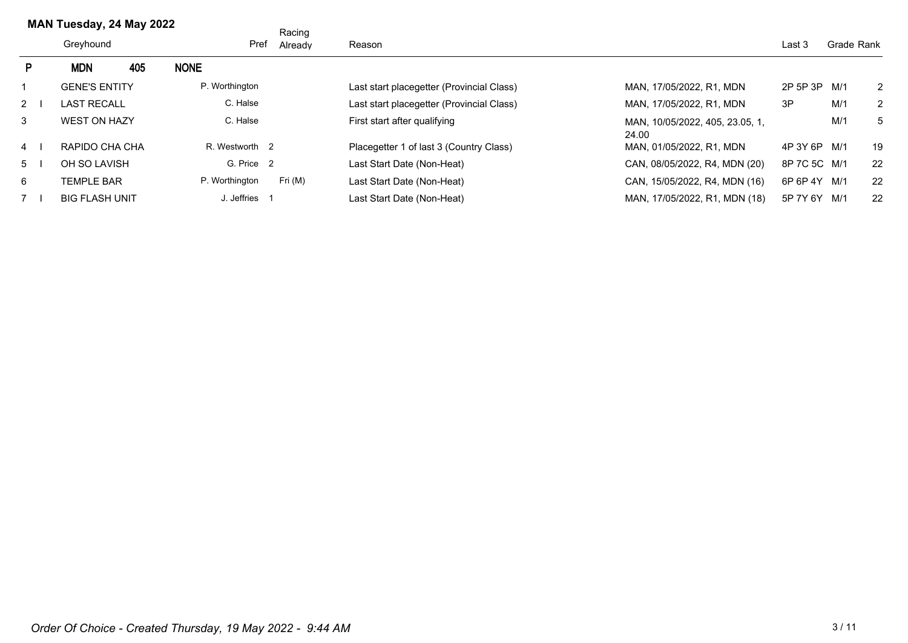## MAN Tuesday, 24 May 2022

| P | | Greyhound | Pref | | Racing Already | Reason | | Last 3 | Grade | Rank |
|---|---|---|---|---|---|---|---|---|---|---|
| | | **MDN 405** | **NONE** | | | | | | | |
| 1 | | GENE'S ENTITY | P. Worthington | | | Last start placegetter (Provincial Class) | MAN, 17/05/2022, R1, MDN | 2P 5P 3P | M/1 | 2 |
| 2 | I | LAST RECALL | C. Halse | | | Last start placegetter (Provincial Class) | MAN, 17/05/2022, R1, MDN | 3P | M/1 | 2 |
| 3 | | WEST ON HAZY | C. Halse | | | First start after qualifying | MAN, 10/05/2022, 405, 23.05, 1, 24.00 | | M/1 | 5 |
| 4 | I | RAPIDO CHA CHA | R. Westworth | 2 | | Placegetter 1 of last 3 (Country Class) | MAN, 01/05/2022, R1, MDN | 4P 3Y 6P | M/1 | 19 |
| 5 | I | OH SO LAVISH | G. Price | 2 | | Last Start Date (Non-Heat) | CAN, 08/05/2022, R4, MDN (20) | 8P 7C 5C | M/1 | 22 |
| 6 | | TEMPLE BAR | P. Worthington | | Fri (M) | Last Start Date (Non-Heat) | CAN, 15/05/2022, R4, MDN (16) | 6P 6P 4Y | M/1 | 22 |
| 7 | I | BIG FLASH UNIT | J. Jeffries | 1 | | Last Start Date (Non-Heat) | MAN, 17/05/2022, R1, MDN (18) | 5P 7Y 6Y | M/1 | 22 |

*Order Of Choice - Created Thursday, 19 May 2022 - 9:44 AM*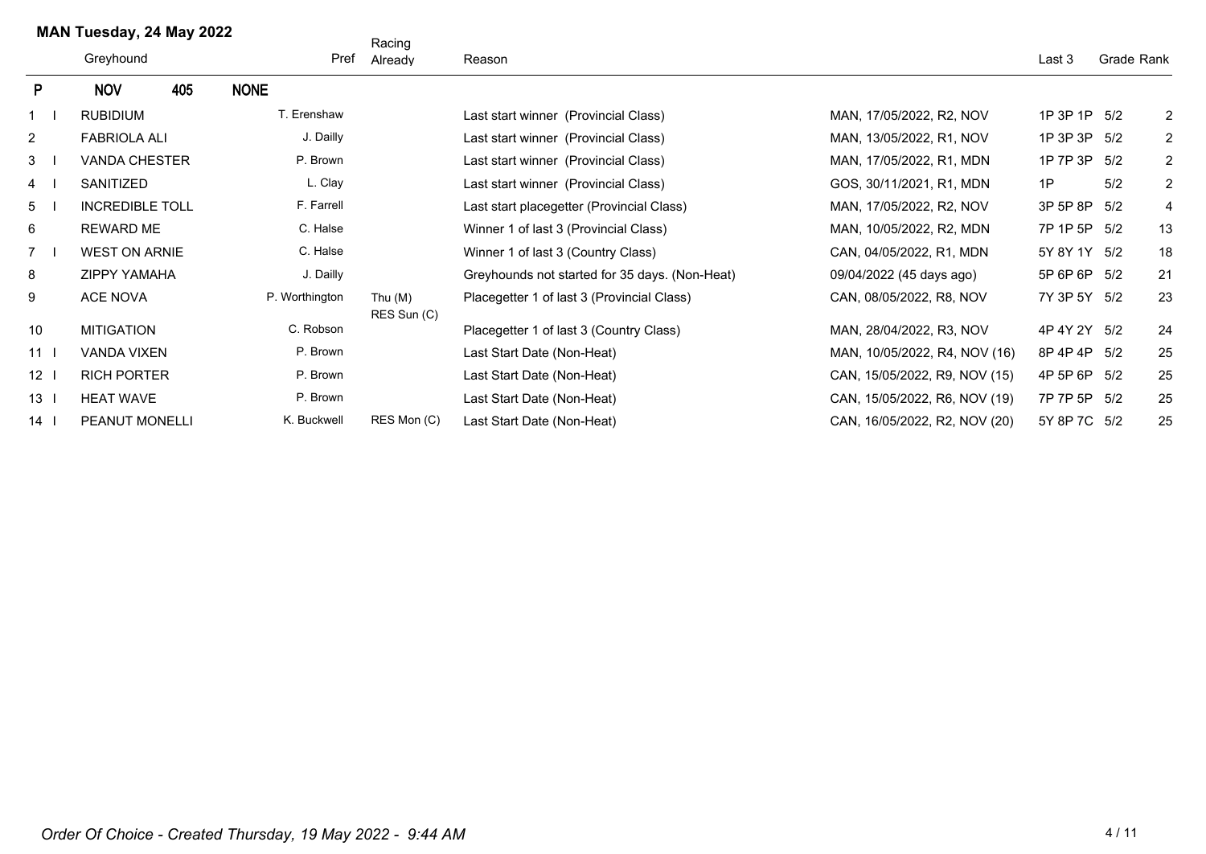## MAN Tuesday, 24 May 2022

| | | Greyhound | Pref | Racing Already | Reason | | Last 3 | Grade | Rank |
|---|---|---|---|---|---|---|---|---|---|
| **P** | | **NOV 405** | **NONE** | | | | | | |
| 1 | I | RUBIDIUM | T. Erenshaw | | Last start winner (Provincial Class) | MAN, 17/05/2022, R2, NOV | 1P 3P 1P | 5/2 | 2 |
| 2 | | FABRIOLA ALI | J. Dailly | | Last start winner (Provincial Class) | MAN, 13/05/2022, R1, NOV | 1P 3P 3P | 5/2 | 2 |
| 3 | I | VANDA CHESTER | P. Brown | | Last start winner (Provincial Class) | MAN, 17/05/2022, R1, MDN | 1P 7P 3P | 5/2 | 2 |
| 4 | I | SANITIZED | L. Clay | | Last start winner (Provincial Class) | GOS, 30/11/2021, R1, MDN | 1P | 5/2 | 2 |
| 5 | I | INCREDIBLE TOLL | F. Farrell | | Last start placegetter (Provincial Class) | MAN, 17/05/2022, R2, NOV | 3P 5P 8P | 5/2 | 4 |
| 6 | | REWARD ME | C. Halse | | Winner 1 of last 3 (Provincial Class) | MAN, 10/05/2022, R2, MDN | 7P 1P 5P | 5/2 | 13 |
| 7 | I | WEST ON ARNIE | C. Halse | | Winner 1 of last 3 (Country Class) | CAN, 04/05/2022, R1, MDN | 5Y 8Y 1Y | 5/2 | 18 |
| 8 | | ZIPPY YAMAHA | J. Dailly | | Greyhounds not started for 35 days. (Non-Heat) | 09/04/2022 (45 days ago) | 5P 6P 6P | 5/2 | 21 |
| 9 | | ACE NOVA | P. Worthington | Thu (M) RES Sun (C) | Placegetter 1 of last 3 (Provincial Class) | CAN, 08/05/2022, R8, NOV | 7Y 3P 5Y | 5/2 | 23 |
| 10 | | MITIGATION | C. Robson | | Placegetter 1 of last 3 (Country Class) | MAN, 28/04/2022, R3, NOV | 4P 4Y 2Y | 5/2 | 24 |
| 11 | I | VANDA VIXEN | P. Brown | | Last Start Date (Non-Heat) | MAN, 10/05/2022, R4, NOV (16) | 8P 4P 4P | 5/2 | 25 |
| 12 | I | RICH PORTER | P. Brown | | Last Start Date (Non-Heat) | CAN, 15/05/2022, R9, NOV (15) | 4P 5P 6P | 5/2 | 25 |
| 13 | I | HEAT WAVE | P. Brown | | Last Start Date (Non-Heat) | CAN, 15/05/2022, R6, NOV (19) | 7P 7P 5P | 5/2 | 25 |
| 14 | I | PEANUT MONELLI | K. Buckwell | RES Mon (C) | Last Start Date (Non-Heat) | CAN, 16/05/2022, R2, NOV (20) | 5Y 8P 7C | 5/2 | 25 |

*Order Of Choice - Created Thursday, 19 May 2022 - 9:44 AM*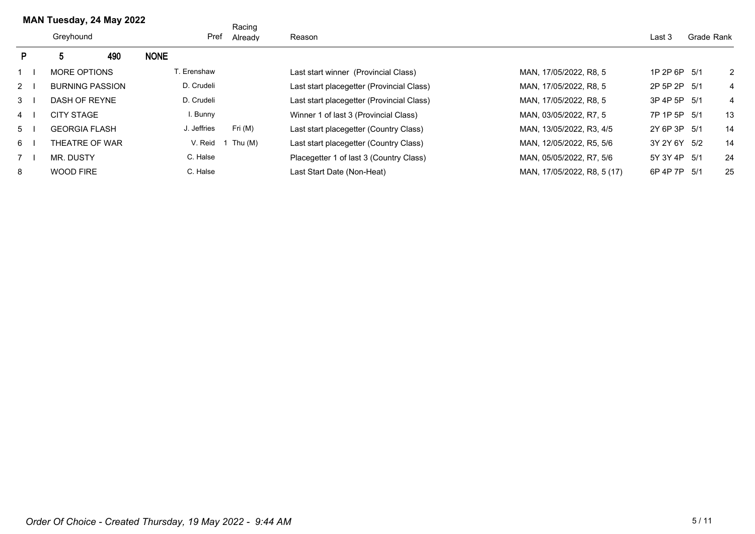**MAN Tuesday, 24 May 2022**

| | | Greyhound | Pref | Racing Already | Reason | | Last 3 | Grade | Rank |
|---|---|---|---|---|---|---|---|---|---|
| P | | 5 490 NONE | | | | | | | |
| 1 | I | MORE OPTIONS | T. Erenshaw | | Last start winner (Provincial Class) | MAN, 17/05/2022, R8, 5 | 1P 2P 6P | 5/1 | 2 |
| 2 | I | BURNING PASSION | D. Crudeli | | Last start placegetter (Provincial Class) | MAN, 17/05/2022, R8, 5 | 2P 5P 2P | 5/1 | 4 |
| 3 | I | DASH OF REYNE | D. Crudeli | | Last start placegetter (Provincial Class) | MAN, 17/05/2022, R8, 5 | 3P 4P 5P | 5/1 | 4 |
| 4 | I | CITY STAGE | I. Bunny | | Winner 1 of last 3 (Provincial Class) | MAN, 03/05/2022, R7, 5 | 7P 1P 5P | 5/1 | 13 |
| 5 | I | GEORGIA FLASH | J. Jeffries | Fri (M) | Last start placegetter (Country Class) | MAN, 13/05/2022, R3, 4/5 | 2Y 6P 3P | 5/1 | 14 |
| 6 | I | THEATRE OF WAR | V. Reid | 1 Thu (M) | Last start placegetter (Country Class) | MAN, 12/05/2022, R5, 5/6 | 3Y 2Y 6Y | 5/2 | 14 |
| 7 | I | MR. DUSTY | C. Halse | | Placegetter 1 of last 3 (Country Class) | MAN, 05/05/2022, R7, 5/6 | 5Y 3Y 4P | 5/1 | 24 |
| 8 | | WOOD FIRE | C. Halse | | Last Start Date (Non-Heat) | MAN, 17/05/2022, R8, 5 (17) | 6P 4P 7P | 5/1 | 25 |

*Order Of Choice - Created Thursday, 19 May 2022 - 9:44 AM*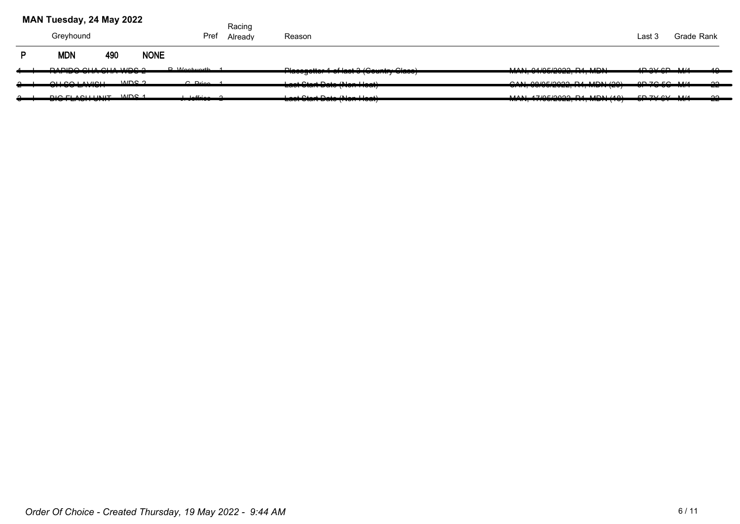## MAN Tuesday, 24 May 2022

| | | Greyhound | | Pref | Racing Already | Reason | | Last 3 | Grade | Rank |
|---|---|---|---|---|---|---|---|---|---|---|
| P | | MDN | 490 | NONE | | | | | | |
| ~~1~~ | ~~I~~ | ~~RAPIDO CHA CHA~~ | ~~WDS 2~~ | ~~B. Wentworth~~ | ~~1~~ | ~~Placegetter 1 of last 3 (Country Class)~~ | ~~MAN, 01/05/2022, R1, MDN~~ | ~~4P 3Y 6P~~ | ~~M/1~~ | ~~19~~ |
| ~~2~~ | ~~I~~ | ~~OH SO LAVISH~~ | ~~WDS 2~~ | ~~C. Price~~ | ~~1~~ | ~~Last Start Date (Non Heat)~~ | ~~CAN, 08/05/2022, R1, MDN (20)~~ | ~~8P 7G 5G~~ | ~~M/1~~ | ~~22~~ |
| ~~3~~ | ~~I~~ | ~~BIG FLASH UNIT~~ | ~~WDS 1~~ | ~~J. Jeffries~~ | ~~2~~ | ~~Last Start Date (Non Heat)~~ | ~~MAN, 17/05/2022, R1, MDN (18)~~ | ~~5P 7Y 6Y~~ | ~~M/1~~ | ~~22~~ |

*Order Of Choice - Created Thursday, 19 May 2022 - 9:44 AM*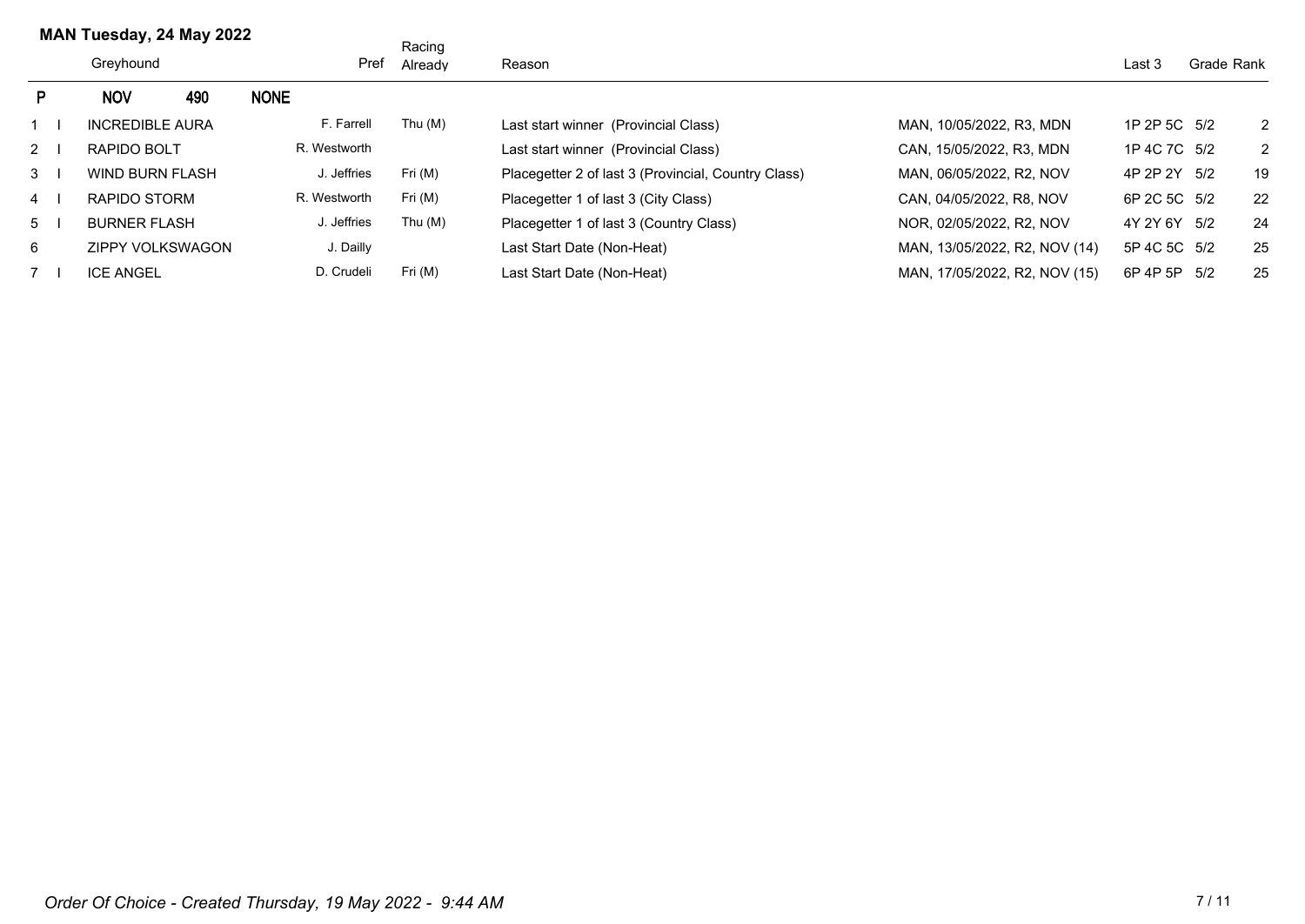## MAN Tuesday, 24 May 2022

| P | | Greyhound | Pref | Racing Already | Reason | | Last 3 | Grade | Rank |
|---|---|---|---|---|---|---|---|---|---|
| | | **NOV 490 NONE** | | | | | | | |
| 1 | I | INCREDIBLE AURA | F. Farrell | Thu (M) | Last start winner (Provincial Class) | MAN, 10/05/2022, R3, MDN | 1P 2P 5C | 5/2 | 2 |
| 2 | I | RAPIDO BOLT | R. Westworth | | Last start winner (Provincial Class) | CAN, 15/05/2022, R3, MDN | 1P 4C 7C | 5/2 | 2 |
| 3 | I | WIND BURN FLASH | J. Jeffries | Fri (M) | Placegetter 2 of last 3 (Provincial, Country Class) | MAN, 06/05/2022, R2, NOV | 4P 2P 2Y | 5/2 | 19 |
| 4 | I | RAPIDO STORM | R. Westworth | Fri (M) | Placegetter 1 of last 3 (City Class) | CAN, 04/05/2022, R8, NOV | 6P 2C 5C | 5/2 | 22 |
| 5 | I | BURNER FLASH | J. Jeffries | Thu (M) | Placegetter 1 of last 3 (Country Class) | NOR, 02/05/2022, R2, NOV | 4Y 2Y 6Y | 5/2 | 24 |
| 6 | | ZIPPY VOLKSWAGON | J. Dailly | | Last Start Date (Non-Heat) | MAN, 13/05/2022, R2, NOV (14) | 5P 4C 5C | 5/2 | 25 |
| 7 | I | ICE ANGEL | D. Crudeli | Fri (M) | Last Start Date (Non-Heat) | MAN, 17/05/2022, R2, NOV (15) | 6P 4P 5P | 5/2 | 25 |

*Order Of Choice - Created Thursday, 19 May 2022 - 9:44 AM*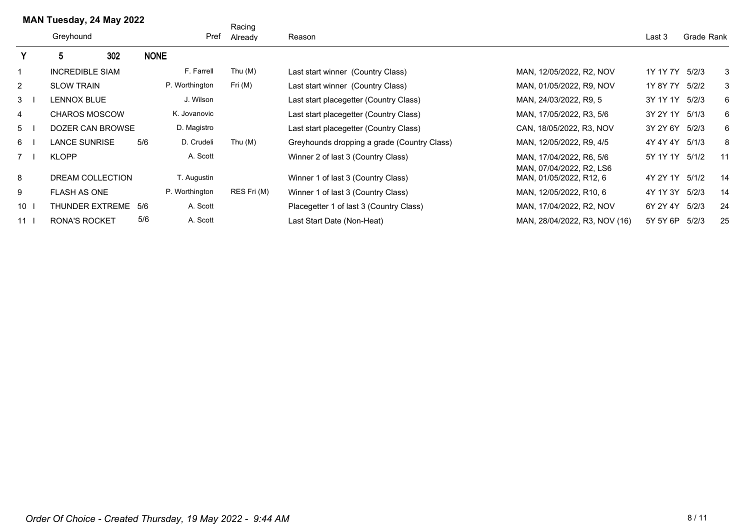## MAN Tuesday, 24 May 2022

| | | Greyhound | | Pref | Racing Already | Reason | | Last 3 | Grade | Rank |
|---|---|---|---|---|---|---|---|---|---|---|
| Y | | 5 | 302 | NONE | | | | | | |
| 1 | | INCREDIBLE SIAM | | F. Farrell | Thu (M) | Last start winner (Country Class) | MAN, 12/05/2022, R2, NOV | 1Y 1Y 7Y | 5/2/3 | 3 |
| 2 | | SLOW TRAIN | | P. Worthington | Fri (M) | Last start winner (Country Class) | MAN, 01/05/2022, R9, NOV | 1Y 8Y 7Y | 5/2/2 | 3 |
| 3 | I | LENNOX BLUE | | J. Wilson | | Last start placegetter (Country Class) | MAN, 24/03/2022, R9, 5 | 3Y 1Y 1Y | 5/2/3 | 6 |
| 4 | | CHAROS MOSCOW | | K. Jovanovic | | Last start placegetter (Country Class) | MAN, 17/05/2022, R3, 5/6 | 3Y 2Y 1Y | 5/1/3 | 6 |
| 5 | I | DOZER CAN BROWSE | | D. Magistro | | Last start placegetter (Country Class) | CAN, 18/05/2022, R3, NOV | 3Y 2Y 6Y | 5/2/3 | 6 |
| 6 | I | LANCE SUNRISE | 5/6 | D. Crudeli | Thu (M) | Greyhounds dropping a grade (Country Class) | MAN, 12/05/2022, R9, 4/5 | 4Y 4Y 4Y | 5/1/3 | 8 |
| 7 | I | KLOPP | | A. Scott | | Winner 2 of last 3 (Country Class) | MAN, 17/04/2022, R6, 5/6<br>MAN, 07/04/2022, R2, LS6 | 5Y 1Y 1Y | 5/1/2 | 11 |
| 8 | | DREAM COLLECTION | | T. Augustin | | Winner 1 of last 3 (Country Class) | MAN, 01/05/2022, R12, 6 | 4Y 2Y 1Y | 5/1/2 | 14 |
| 9 | | FLASH AS ONE | | P. Worthington | RES Fri (M) | Winner 1 of last 3 (Country Class) | MAN, 12/05/2022, R10, 6 | 4Y 1Y 3Y | 5/2/3 | 14 |
| 10 | I | THUNDER EXTREME | 5/6 | A. Scott | | Placegetter 1 of last 3 (Country Class) | MAN, 17/04/2022, R2, NOV | 6Y 2Y 4Y | 5/2/3 | 24 |
| 11 | I | RONA'S ROCKET | 5/6 | A. Scott | | Last Start Date (Non-Heat) | MAN, 28/04/2022, R3, NOV (16) | 5Y 5Y 6P | 5/2/3 | 25 |

*Order Of Choice - Created Thursday, 19 May 2022 - 9:44 AM*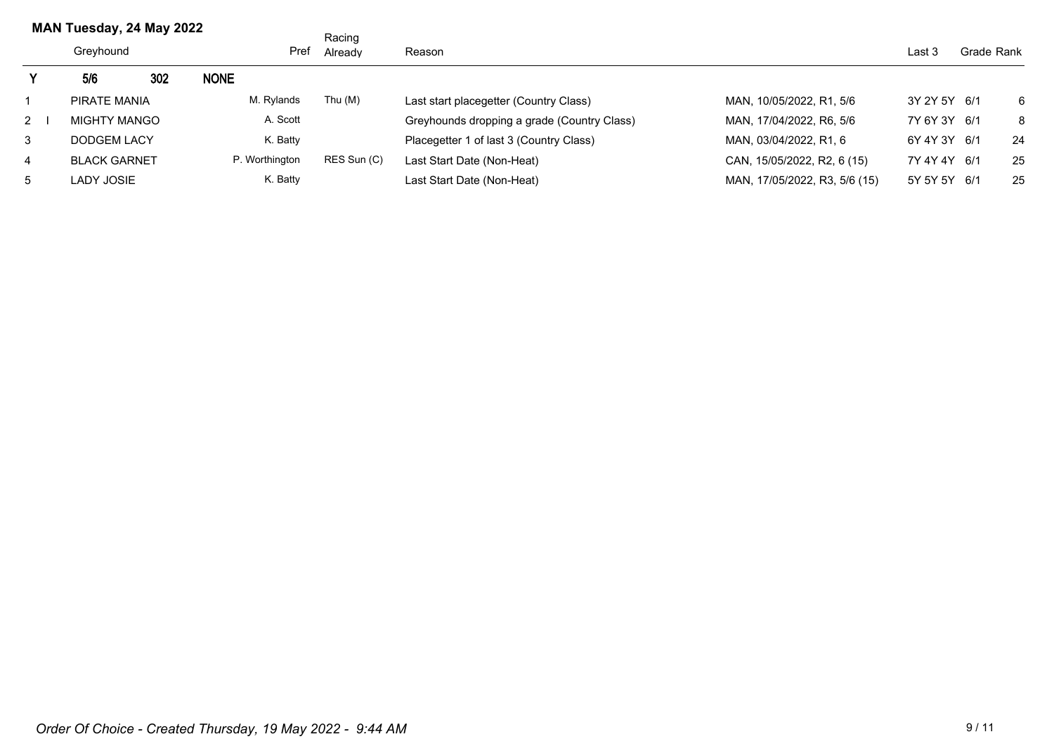## MAN Tuesday, 24 May 2022

| | Greyhound | | Pref | Racing Already | Reason | | Last 3 | Grade | Rank |
|---|---|---|---|---|---|---|---|---|---|
| **Y** | **5/6** | **302** | **NONE** | | | | | | |
| 1 | PIRATE MANIA | | M. Rylands | Thu (M) | Last start placegetter (Country Class) | MAN, 10/05/2022, R1, 5/6 | 3Y 2Y 5Y | 6/1 | 6 |
| 2 I | MIGHTY MANGO | | A. Scott | | Greyhounds dropping a grade (Country Class) | MAN, 17/04/2022, R6, 5/6 | 7Y 6Y 3Y | 6/1 | 8 |
| 3 | DODGEM LACY | | K. Batty | | Placegetter 1 of last 3 (Country Class) | MAN, 03/04/2022, R1, 6 | 6Y 4Y 3Y | 6/1 | 24 |
| 4 | BLACK GARNET | | P. Worthington | RES Sun (C) | Last Start Date (Non-Heat) | CAN, 15/05/2022, R2, 6 (15) | 7Y 4Y 4Y | 6/1 | 25 |
| 5 | LADY JOSIE | | K. Batty | | Last Start Date (Non-Heat) | MAN, 17/05/2022, R3, 5/6 (15) | 5Y 5Y 5Y | 6/1 | 25 |

*Order Of Choice - Created Thursday, 19 May 2022 - 9:44 AM*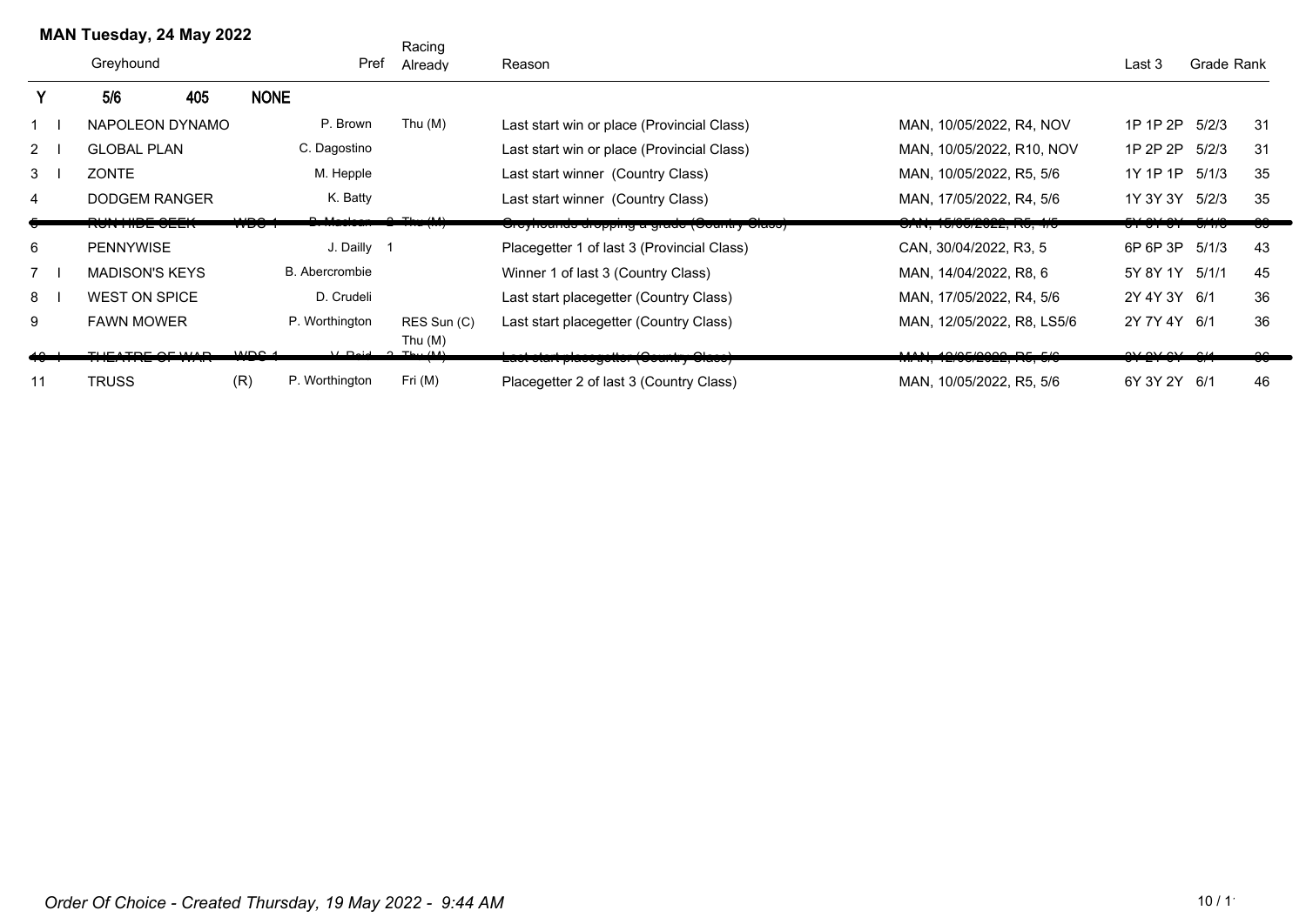**MAN Tuesday, 24 May 2022**

| | | Greyhound | | Pref | Racing Already | Reason | | Last 3 | Grade | Rank |
|---|---|---|---|---|---|---|---|---|---|---|
| **Y** | | **5/6** **405** | **NONE** | | | | | | | |
| 1 | I | NAPOLEON DYNAMO | | P. Brown | Thu (M) | Last start win or place (Provincial Class) | MAN, 10/05/2022, R4, NOV | 1P 1P 2P | 5/2/3 | 31 |
| 2 | I | GLOBAL PLAN | | C. Dagostino | | Last start win or place (Provincial Class) | MAN, 10/05/2022, R10, NOV | 1P 2P 2P | 5/2/3 | 31 |
| 3 | I | ZONTE | | M. Hepple | | Last start winner (Country Class) | MAN, 10/05/2022, R5, 5/6 | 1Y 1P 1P | 5/1/3 | 35 |
| 4 | | DODGEM RANGER | | K. Batty | | Last start winner (Country Class) | MAN, 17/05/2022, R4, 5/6 | 1Y 3Y 3Y | 5/2/3 | 35 |
| ~~5~~ | | ~~RUN HIDE SEEK~~ | ~~WDG 1~~ | ~~D. Maclean 2~~ | ~~Thu (M)~~ | ~~Greyhounds dropping a grade (Country Class)~~ | ~~CAN, 15/05/2022, R5, 4/5~~ | ~~5Y 8Y 8Y~~ | ~~5/1/3~~ | ~~39~~ |
| 6 | | PENNYWISE | | J. Dailly 1 | | Placegetter 1 of last 3 (Provincial Class) | CAN, 30/04/2022, R3, 5 | 6P 6P 3P | 5/1/3 | 43 |
| 7 | I | MADISON'S KEYS | | B. Abercrombie | | Winner 1 of last 3 (Country Class) | MAN, 14/04/2022, R8, 6 | 5Y 8Y 1Y | 5/1/1 | 45 |
| 8 | I | WEST ON SPICE | | D. Crudeli | | Last start placegetter (Country Class) | MAN, 17/05/2022, R4, 5/6 | 2Y 4Y 3Y | 6/1 | 36 |
| 9 | | FAWN MOWER | | P. Worthington | RES Sun (C) Thu (M) | Last start placegetter (Country Class) | MAN, 12/05/2022, R8, LS5/6 | 2Y 7Y 4Y | 6/1 | 36 |
| ~~10~~ | ~~I~~ | ~~THEATRE OF WAR~~ | ~~WDS 1~~ | ~~V. Reid 2~~ | ~~Thu (M)~~ | ~~Last start placegetter (Country Class)~~ | ~~MAN, 12/05/2022, R5, 5/6~~ | ~~3Y 2Y 6Y~~ | ~~6/1~~ | ~~36~~ |
| 11 | | TRUSS | (R) | P. Worthington | Fri (M) | Placegetter 2 of last 3 (Country Class) | MAN, 10/05/2022, R5, 5/6 | 6Y 3Y 2Y | 6/1 | 46 |

*Order Of Choice - Created Thursday, 19 May 2022 - 9:44 AM*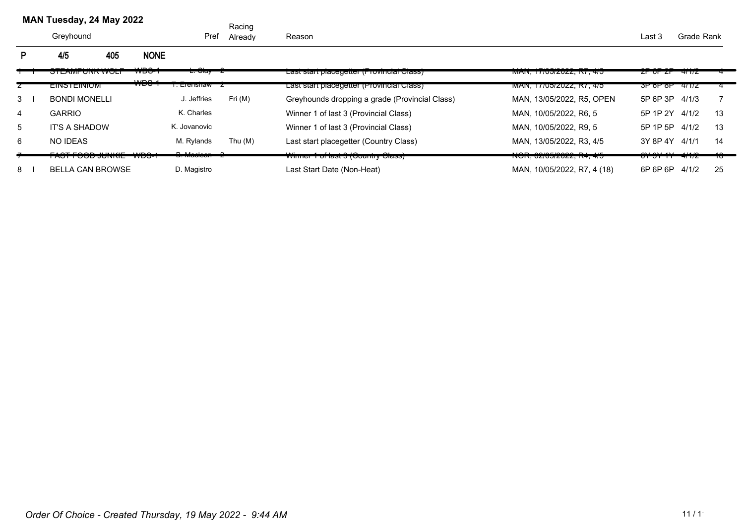**MAN Tuesday, 24 May 2022**

| | | Greyhound | | | Pref | Racing Already | Reason | | Last 3 | Grade | Rank |
|---|---|---|---|---|---|---|---|---|---|---|---|
| **P** | | **4/5** | **405** | **NONE** | | | | | | | |
| ~~1~~ | ~~I~~ | ~~STEAMPUNK WOLF~~ | | ~~WDS-1~~ | ~~L. Clay~~ | ~~2~~ | ~~Last start placegetter (Provincial Class)~~ | ~~MAN, 17/05/2022, R7, 4/5~~ | ~~2P 6P 2P~~ | ~~4/1/2~~ | ~~4~~ |
| ~~2~~ | | ~~EINSTEINIUM~~ | | ~~WDS-1~~ | ~~T. Crenshaw~~ | ~~2~~ | ~~Last start placegetter (Provincial Class)~~ | ~~MAN, 17/05/2022, R7, 4/5~~ | ~~3P 6P 8P~~ | ~~4/1/2~~ | ~~4~~ |
| 3 | I | BONDI MONELLI | | | J. Jeffries | Fri (M) | Greyhounds dropping a grade (Provincial Class) | MAN, 13/05/2022, R5, OPEN | 5P 6P 3P | 4/1/3 | 7 |
| 4 | | GARRIO | | | K. Charles | | Winner 1 of last 3 (Provincial Class) | MAN, 10/05/2022, R6, 5 | 5P 1P 2Y | 4/1/2 | 13 |
| 5 | | IT'S A SHADOW | | | K. Jovanovic | | Winner 1 of last 3 (Provincial Class) | MAN, 10/05/2022, R9, 5 | 5P 1P 5P | 4/1/2 | 13 |
| 6 | | NO IDEAS | | | M. Rylands | Thu (M) | Last start placegetter (Country Class) | MAN, 13/05/2022, R3, 4/5 | 3Y 8P 4Y | 4/1/1 | 14 |
| ~~7~~ | | ~~FAST FOOD JUNKIE~~ | | ~~WDS-1~~ | ~~D. Maclean~~ | ~~2~~ | ~~Winner 1 of last 3 (Country Class)~~ | ~~NOR, 02/05/2022, R4, 4/5~~ | ~~6Y 3Y 1Y~~ | ~~4/1/2~~ | ~~18~~ |
| 8 | I | BELLA CAN BROWSE | | | D. Magistro | | Last Start Date (Non-Heat) | MAN, 10/05/2022, R7, 4 (18) | 6P 6P 6P | 4/1/2 | 25 |

*Order Of Choice - Created Thursday, 19 May 2022 - 9:44 AM*